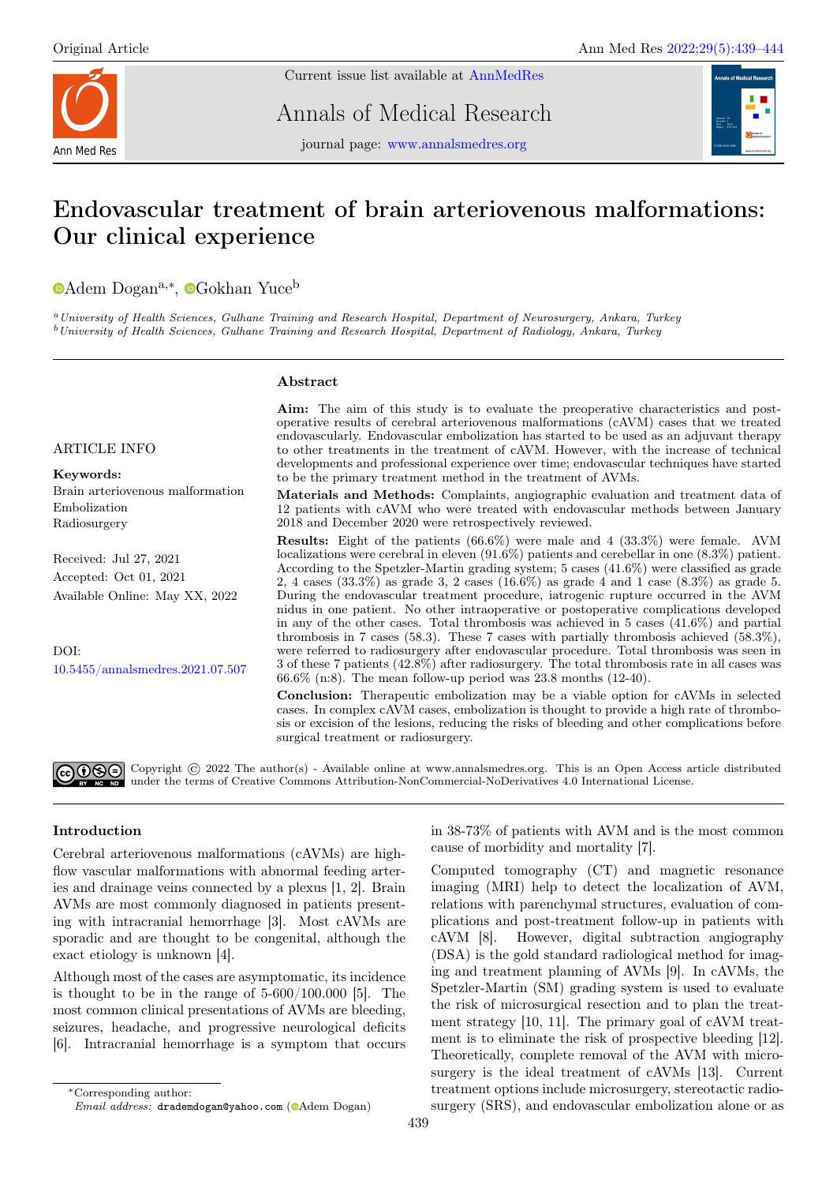Original Article

# Endovascular treatment of brain arteriovenous malformations: Our clinical experience

Adem Dogan[a,*], Gokhan Yuce[b]

[a] *University of Health Sciences, Gulhane Training and Research Hospital, Department of Neurosurgery, Ankara, Turkey*
[b] *University of Health Sciences, Gulhane Training and Research Hospital, Department of Radiology, Ankara, Turkey*

ARTICLE INFO

**Keywords:**
Brain arteriovenous malformation
Embolization
Radiosurgery

Received: Jul 27, 2021
Accepted: Oct 01, 2021
Available Online: May XX, 2022

DOI:
10.5455/annalsmedres.2021.07.507

## Abstract

**Aim:** The aim of this study is to evaluate the preoperative characteristics and postoperative results of cerebral arteriovenous malformations (cAVM) cases that we treated endovascularly. Endovascular embolization has started to be used as an adjuvant therapy to other treatments in the treatment of cAVM. However, with the increase of technical developments and professional experience over time; endovascular techniques have started to be the primary treatment method in the treatment of AVMs.

**Materials and Methods:** Complaints, angiographic evaluation and treatment data of 12 patients with cAVM who were treated with endovascular methods between January 2018 and December 2020 were retrospectively reviewed.

**Results:** Eight of the patients (66.6%) were male and 4 (33.3%) were female. AVM localizations were cerebral in eleven (91.6%) patients and cerebellar in one (8.3%) patient. According to the Spetzler-Martin grading system; 5 cases (41.6%) were classified as grade 2, 4 cases (33.3%) as grade 3, 2 cases (16.6%) as grade 4 and 1 case (8.3%) as grade 5. During the endovascular treatment procedure, iatrogenic rupture occurred in the AVM nidus in one patient. No other intraoperative or postoperative complications developed in any of the other cases. Total thrombosis was achieved in 5 cases (41.6%) and partial thrombosis in 7 cases (58.3). These 7 cases with partially thrombosis achieved (58.3%), were referred to radiosurgery after endovascular procedure. Total thrombosis was seen in 3 of these 7 patients (42.8%) after radiosurgery. The total thrombosis rate in all cases was 66.6% (n:8). The mean follow-up period was 23.8 months (12-40).

**Conclusion:** Therapeutic embolization may be a viable option for cAVMs in selected cases. In complex cAVM cases, embolization is thought to provide a high rate of thrombosis or excision of the lesions, reducing the risks of bleeding and other complications before surgical treatment or radiosurgery.

Copyright © 2022 The author(s) - Available online at www.annalsmedres.org. This is an Open Access article distributed under the terms of Creative Commons Attribution-NonCommercial-NoDerivatives 4.0 International License.

## Introduction

Cerebral arteriovenous malformations (cAVMs) are high-flow vascular malformations with abnormal feeding arteries and drainage veins connected by a plexus [1, 2]. Brain AVMs are most commonly diagnosed in patients presenting with intracranial hemorrhage [3]. Most cAVMs are sporadic and are thought to be congenital, although the exact etiology is unknown [4].

Although most of the cases are asymptomatic, its incidence is thought to be in the range of 5-600/100.000 [5]. The most common clinical presentations of AVMs are bleeding, seizures, headache, and progressive neurological deficits [6]. Intracranial hemorrhage is a symptom that occurs in 38-73% of patients with AVM and is the most common cause of morbidity and mortality [7].

Computed tomography (CT) and magnetic resonance imaging (MRI) help to detect the localization of AVM, relations with parenchymal structures, evaluation of complications and post-treatment follow-up in patients with cAVM [8]. However, digital subtraction angiography (DSA) is the gold standard radiological method for imaging and treatment planning of AVMs [9]. In cAVMs, the Spetzler-Martin (SM) grading system is used to evaluate the risk of microsurgical resection and to plan the treatment strategy [10, 11]. The primary goal of cAVM treatment is to eliminate the risk of prospective bleeding [12]. Theoretically, complete removal of the AVM with microsurgery is the ideal treatment of cAVMs [13]. Current treatment options include microsurgery, stereotactic radiosurgery (SRS), and endovascular embolization alone or as

*Corresponding author:
*Email address:* drademdogan@yahoo.com (Adem Dogan)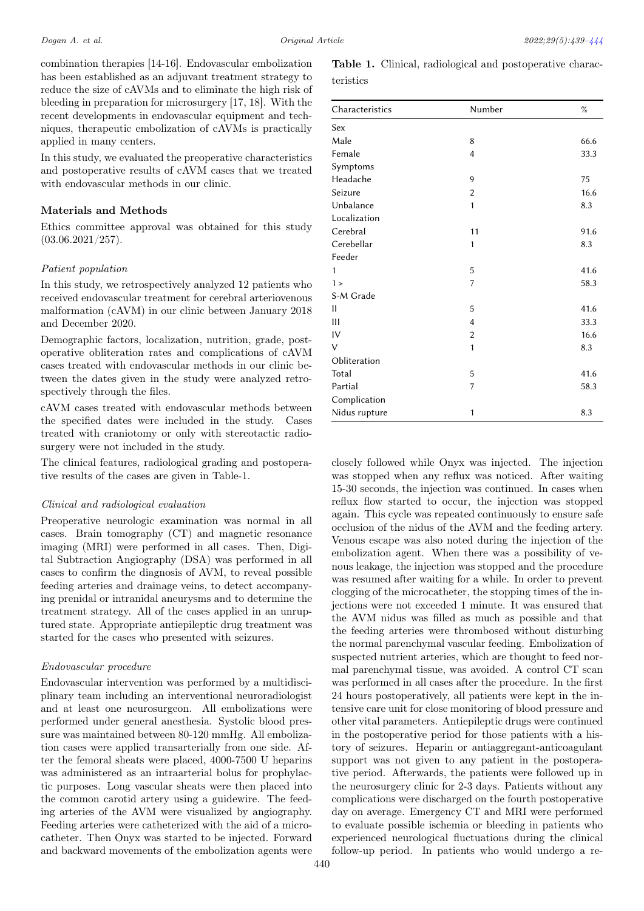combination therapies [14-16]. Endovascular embolization has been established as an adjuvant treatment strategy to reduce the size of cAVMs and to eliminate the high risk of bleeding in preparation for microsurgery [17, 18]. With the recent developments in endovascular equipment and techniques, therapeutic embolization of cAVMs is practically applied in many centers.

In this study, we evaluated the preoperative characteristics and postoperative results of cAVM cases that we treated with endovascular methods in our clinic.

## Materials and Methods

Ethics committee approval was obtained for this study (03.06.2021/257).

### *Patient population*

In this study, we retrospectively analyzed 12 patients who received endovascular treatment for cerebral arteriovenous malformation (cAVM) in our clinic between January 2018 and December 2020.

Demographic factors, localization, nutrition, grade, postoperative obliteration rates and complications of cAVM cases treated with endovascular methods in our clinic between the dates given in the study were analyzed retrospectively through the files.

cAVM cases treated with endovascular methods between the specified dates were included in the study. Cases treated with craniotomy or only with stereotactic radiosurgery were not included in the study.

The clinical features, radiological grading and postoperative results of the cases are given in Table-1.

**Table 1.** Clinical, radiological and postoperative characteristics

| Characteristics | Number | % |
|---|---|---|
| Sex | | |
| Male | 8 | 66.6 |
| Female | 4 | 33.3 |
| Symptoms | | |
| Headache | 9 | 75 |
| Seizure | 2 | 16.6 |
| Unbalance | 1 | 8.3 |
| Localization | | |
| Cerebral | 11 | 91.6 |
| Cerebellar | 1 | 8.3 |
| Feeder | | |
| 1 | 5 | 41.6 |
| 1 > | 7 | 58.3 |
| S-M Grade | | |
| II | 5 | 41.6 |
| III | 4 | 33.3 |
| IV | 2 | 16.6 |
| V | 1 | 8.3 |
| Obliteration | | |
| Total | 5 | 41.6 |
| Partial | 7 | 58.3 |
| Complication | | |
| Nidus rupture | 1 | 8.3 |

### *Clinical and radiological evaluation*

Preoperative neurologic examination was normal in all cases. Brain tomography (CT) and magnetic resonance imaging (MRI) were performed in all cases. Then, Digital Subtraction Angiography (DSA) was performed in all cases to confirm the diagnosis of AVM, to reveal possible feeding arteries and drainage veins, to detect accompanying prenidal or intranidal aneurysms and to determine the treatment strategy. All of the cases applied in an unruptured state. Appropriate antiepileptic drug treatment was started for the cases who presented with seizures.

### *Endovascular procedure*

Endovascular intervention was performed by a multidisciplinary team including an interventional neuroradiologist and at least one neurosurgeon. All embolizations were performed under general anesthesia. Systolic blood pressure was maintained between 80-120 mmHg. All embolization cases were applied transarterially from one side. After the femoral sheats were placed, 4000-7500 U heparins was administered as an intraarterial bolus for prophylactic purposes. Long vascular sheats were then placed into the common carotid artery using a guidewire. The feeding arteries of the AVM were visualized by angiography. Feeding arteries were catheterized with the aid of a microcatheter. Then Onyx was started to be injected. Forward and backward movements of the embolization agents were closely followed while Onyx was injected. The injection was stopped when any reflux was noticed. After waiting 15-30 seconds, the injection was continued. In cases when reflux flow started to occur, the injection was stopped again. This cycle was repeated continuously to ensure safe occlusion of the nidus of the AVM and the feeding artery. Venous escape was also noted during the injection of the embolization agent. When there was a possibility of venous leakage, the injection was stopped and the procedure was resumed after waiting for a while. In order to prevent clogging of the microcatheter, the stopping times of the injections were not exceeded 1 minute. It was ensured that the AVM nidus was filled as much as possible and that the feeding arteries were thrombosed without disturbing the normal parenchymal vascular feeding. Embolization of suspected nutrient arteries, which are thought to feed normal parenchymal tissue, was avoided. A control CT scan was performed in all cases after the procedure. In the first 24 hours postoperatively, all patients were kept in the intensive care unit for close monitoring of blood pressure and other vital parameters. Antiepileptic drugs were continued in the postoperative period for those patients with a history of seizures. Heparin or antiaggregant-anticoagulant support was not given to any patient in the postoperative period. Afterwards, the patients were followed up in the neurosurgery clinic for 2-3 days. Patients without any complications were discharged on the fourth postoperative day on average. Emergency CT and MRI were performed to evaluate possible ischemia or bleeding in patients who experienced neurological fluctuations during the clinical follow-up period. In patients who would undergo a re-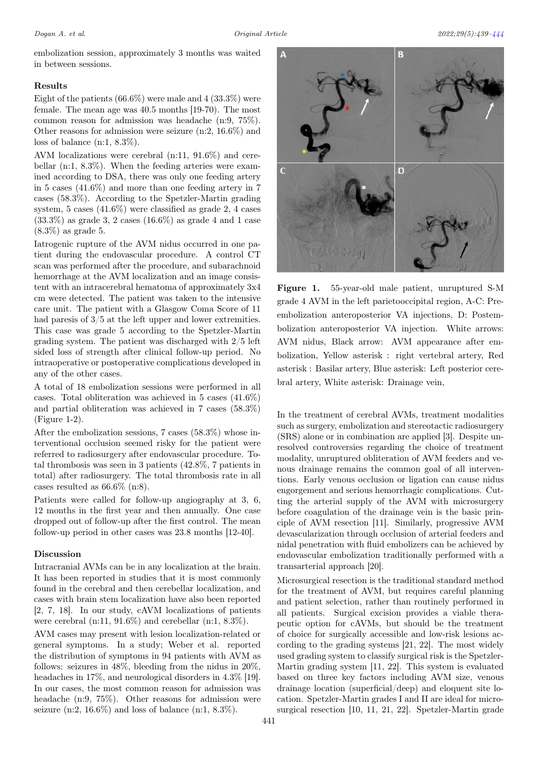embolization session, approximately 3 months was waited in between sessions.

## Results

Eight of the patients (66.6%) were male and 4 (33.3%) were female. The mean age was 40.5 months [19-70). The most common reason for admission was headache (n:9, 75%). Other reasons for admission were seizure (n:2, 16.6%) and loss of balance (n:1, 8.3%).

AVM localizations were cerebral (n:11, 91.6%) and cerebellar (n:1, 8.3%). When the feeding arteries were examined according to DSA, there was only one feeding artery in 5 cases (41.6%) and more than one feeding artery in 7 cases (58.3%). According to the Spetzler-Martin grading system, 5 cases (41.6%) were classified as grade 2, 4 cases (33.3%) as grade 3, 2 cases (16.6%) as grade 4 and 1 case (8.3%) as grade 5.

Iatrogenic rupture of the AVM nidus occurred in one patient during the endovascular procedure. A control CT scan was performed after the procedure, and subarachnoid hemorrhage at the AVM localization and an image consistent with an intracerebral hematoma of approximately 3x4 cm were detected. The patient was taken to the intensive care unit. The patient with a Glasgow Coma Score of 11 had paresis of 3/5 at the left upper and lower extremities. This case was grade 5 according to the Spetzler-Martin grading system. The patient was discharged with 2/5 left sided loss of strength after clinical follow-up period. No intraoperative or postoperative complications developed in any of the other cases.

A total of 18 embolization sessions were performed in all cases. Total obliteration was achieved in 5 cases (41.6%) and partial obliteration was achieved in 7 cases (58.3%) (Figure 1-2).

After the embolization sessions, 7 cases (58.3%) whose interventional occlusion seemed risky for the patient were referred to radiosurgery after endovascular procedure. Total thrombosis was seen in 3 patients (42.8%, 7 patients in total) after radiosurgery. The total thrombosis rate in all cases resulted as 66.6% (n:8).

Patients were called for follow-up angiography at 3, 6, 12 months in the first year and then annually. One case dropped out of follow-up after the first control. The mean follow-up period in other cases was 23.8 months [12-40].

**Figure 1.** 55-year-old male patient, unruptured S-M grade 4 AVM in the left parietooccipital region, A-C: Pre-embolization anteroposterior VA injections, D: Postembolization anteroposterior VA injection. White arrows: AVM nidus, Black arrow: AVM appearance after embolization, Yellow asterisk : right vertebral artery, Red asterisk : Basilar artery, Blue asterisk: Left posterior cerebral artery, White asterisk: Drainage vein,

## Discussion

Intracranial AVMs can be in any localization at the brain. It has been reported in studies that it is most commonly found in the cerebral and then cerebellar localization, and cases with brain stem localization have also been reported [2, 7, 18]. In our study, cAVM localizations of patients were cerebral (n:11, 91.6%) and cerebellar (n:1, 8.3%).

AVM cases may present with lesion localization-related or general symptoms. In a study; Weber et al. reported the distribution of symptoms in 94 patients with AVM as follows: seizures in 48%, bleeding from the nidus in 20%, headaches in 17%, and neurological disorders in 4.3% [19]. In our cases, the most common reason for admission was headache (n:9, 75%). Other reasons for admission were seizure (n:2, 16.6%) and loss of balance (n:1, 8.3%).

In the treatment of cerebral AVMs, treatment modalities such as surgery, embolization and stereotactic radiosurgery (SRS) alone or in combination are applied [3]. Despite unresolved controversies regarding the choice of treatment modality, unruptured obliteration of AVM feeders and venous drainage remains the common goal of all interventions. Early venous occlusion or ligation can cause nidus engorgement and serious hemorrhagic complications. Cutting the arterial supply of the AVM with microsurgery before coagulation of the drainage vein is the basic principle of AVM resection [11]. Similarly, progressive AVM devascularization through occlusion of arterial feeders and nidal penetration with fluid embolizers can be achieved by endovascular embolization traditionally performed with a transarterial approach [20].

Microsurgical resection is the traditional standard method for the treatment of AVM, but requires careful planning and patient selection, rather than routinely performed in all patients. Surgical excision provides a viable therapeutic option for cAVMs, but should be the treatment of choice for surgically accessible and low-risk lesions according to the grading systems [21, 22]. The most widely used grading system to classify surgical risk is the Spetzler-Martin grading system [11, 22]. This system is evaluated based on three key factors including AVM size, venous drainage location (superficial/deep) and eloquent site location. Spetzler-Martin grades I and II are ideal for microsurgical resection [10, 11, 21, 22]. Spetzler-Martin grade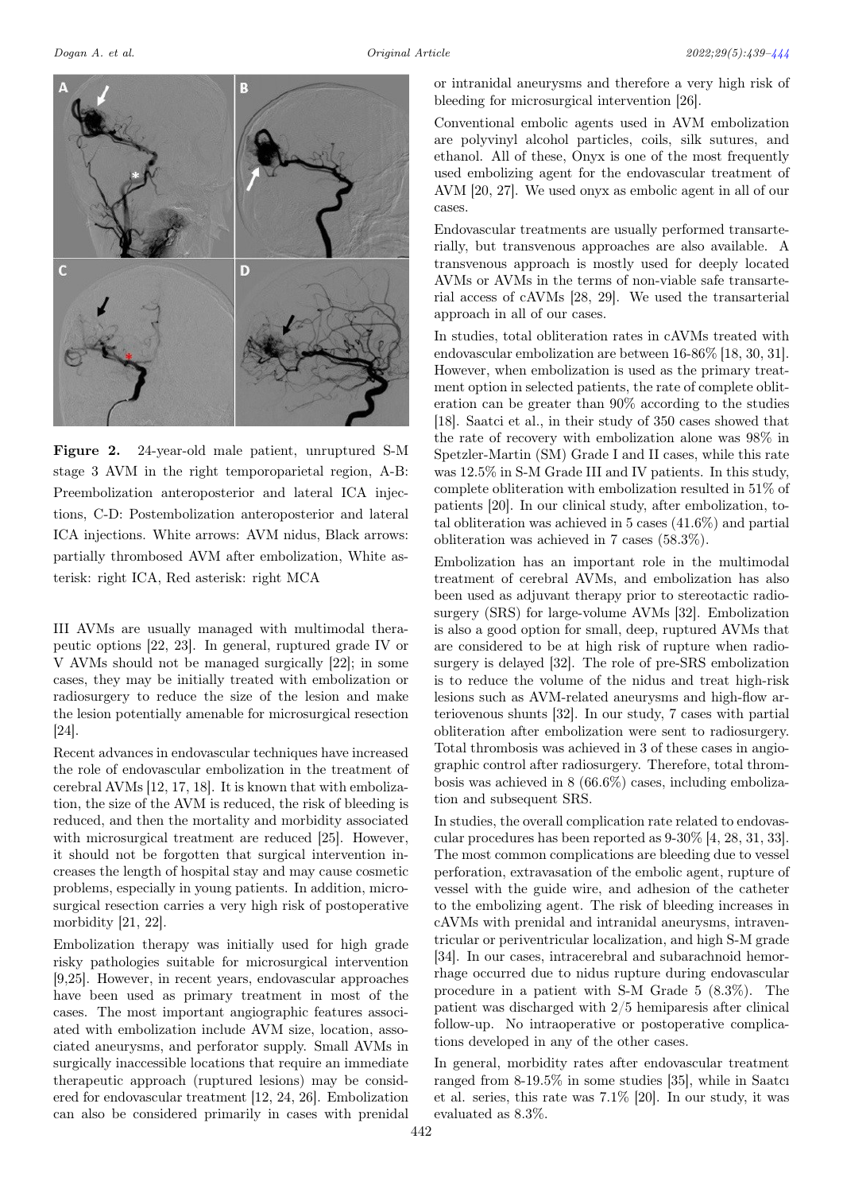**Figure 2.** 24-year-old male patient, unruptured S-M stage 3 AVM in the right temporoparietal region, A-B: Preembolization anteroposterior and lateral ICA injections, C-D: Postembolization anteroposterior and lateral ICA injections. White arrows: AVM nidus, Black arrows: partially thrombosed AVM after embolization, White asterisk: right ICA, Red asterisk: right MCA

III AVMs are usually managed with multimodal therapeutic options [22, 23]. In general, ruptured grade IV or V AVMs should not be managed surgically [22]; in some cases, they may be initially treated with embolization or radiosurgery to reduce the size of the lesion and make the lesion potentially amenable for microsurgical resection [24].

Recent advances in endovascular techniques have increased the role of endovascular embolization in the treatment of cerebral AVMs [12, 17, 18]. It is known that with embolization, the size of the AVM is reduced, the risk of bleeding is reduced, and then the mortality and morbidity associated with microsurgical treatment are reduced [25]. However, it should not be forgotten that surgical intervention increases the length of hospital stay and may cause cosmetic problems, especially in young patients. In addition, microsurgical resection carries a very high risk of postoperative morbidity [21, 22].

Embolization therapy was initially used for high grade risky pathologies suitable for microsurgical intervention [9,25]. However, in recent years, endovascular approaches have been used as primary treatment in most of the cases. The most important angiographic features associated with embolization include AVM size, location, associated aneurysms, and perforator supply. Small AVMs in surgically inaccessible locations that require an immediate therapeutic approach (ruptured lesions) may be considered for endovascular treatment [12, 24, 26]. Embolization can also be considered primarily in cases with prenidal or intranidal aneurysms and therefore a very high risk of bleeding for microsurgical intervention [26].

Conventional embolic agents used in AVM embolization are polyvinyl alcohol particles, coils, silk sutures, and ethanol. All of these, Onyx is one of the most frequently used embolizing agent for the endovascular treatment of AVM [20, 27]. We used onyx as embolic agent in all of our cases.

Endovascular treatments are usually performed transarterially, but transvenous approaches are also available. A transvenous approach is mostly used for deeply located AVMs or AVMs in the terms of non-viable safe transarterial access of cAVMs [28, 29]. We used the transarterial approach in all of our cases.

In studies, total obliteration rates in cAVMs treated with endovascular embolization are between 16-86% [18, 30, 31]. However, when embolization is used as the primary treatment option in selected patients, the rate of complete obliteration can be greater than 90% according to the studies [18]. Saatci et al., in their study of 350 cases showed that the rate of recovery with embolization alone was 98% in Spetzler-Martin (SM) Grade I and II cases, while this rate was 12.5% in S-M Grade III and IV patients. In this study, complete obliteration with embolization resulted in 51% of patients [20]. In our clinical study, after embolization, total obliteration was achieved in 5 cases (41.6%) and partial obliteration was achieved in 7 cases (58.3%).

Embolization has an important role in the multimodal treatment of cerebral AVMs, and embolization has also been used as adjuvant therapy prior to stereotactic radiosurgery (SRS) for large-volume AVMs [32]. Embolization is also a good option for small, deep, ruptured AVMs that are considered to be at high risk of rupture when radiosurgery is delayed [32]. The role of pre-SRS embolization is to reduce the volume of the nidus and treat high-risk lesions such as AVM-related aneurysms and high-flow arteriovenous shunts [32]. In our study, 7 cases with partial obliteration after embolization were sent to radiosurgery. Total thrombosis was achieved in 3 of these cases in angiographic control after radiosurgery. Therefore, total thrombosis was achieved in 8 (66.6%) cases, including embolization and subsequent SRS.

In studies, the overall complication rate related to endovascular procedures has been reported as 9-30% [4, 28, 31, 33]. The most common complications are bleeding due to vessel perforation, extravasation of the embolic agent, rupture of vessel with the guide wire, and adhesion of the catheter to the embolizing agent. The risk of bleeding increases in cAVMs with prenidal and intranidal aneurysms, intraventricular or periventricular localization, and high S-M grade [34]. In our cases, intracerebral and subarachnoid hemorrhage occurred due to nidus rupture during endovascular procedure in a patient with S-M Grade 5 (8.3%). The patient was discharged with 2/5 hemiparesis after clinical follow-up. No intraoperative or postoperative complications developed in any of the other cases.

In general, morbidity rates after endovascular treatment ranged from 8-19.5% in some studies [35], while in Saatcı et al. series, this rate was 7.1% [20]. In our study, it was evaluated as 8.3%.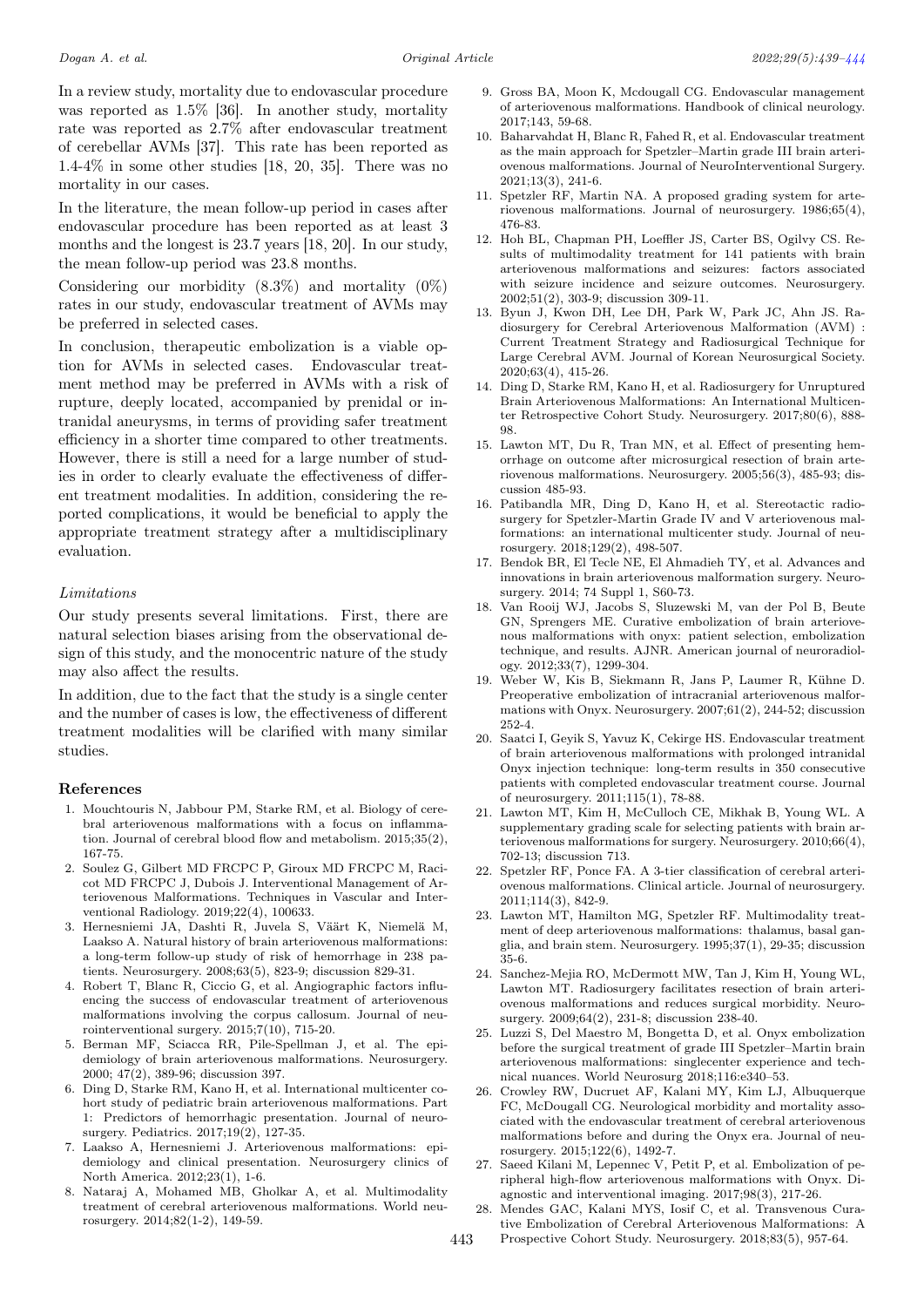In a review study, mortality due to endovascular procedure was reported as 1.5% [36]. In another study, mortality rate was reported as 2.7% after endovascular treatment of cerebellar AVMs [37]. This rate has been reported as 1.4-4% in some other studies [18, 20, 35]. There was no mortality in our cases.

In the literature, the mean follow-up period in cases after endovascular procedure has been reported as at least 3 months and the longest is 23.7 years [18, 20]. In our study, the mean follow-up period was 23.8 months.

Considering our morbidity (8.3%) and mortality (0%) rates in our study, endovascular treatment of AVMs may be preferred in selected cases.

In conclusion, therapeutic embolization is a viable option for AVMs in selected cases. Endovascular treatment method may be preferred in AVMs with a risk of rupture, deeply located, accompanied by prenidal or intranidal aneurysms, in terms of providing safer treatment efficiency in a shorter time compared to other treatments. However, there is still a need for a large number of studies in order to clearly evaluate the effectiveness of different treatment modalities. In addition, considering the reported complications, it would be beneficial to apply the appropriate treatment strategy after a multidisciplinary evaluation.

### *Limitations*

Our study presents several limitations. First, there are natural selection biases arising from the observational design of this study, and the monocentric nature of the study may also affect the results.

In addition, due to the fact that the study is a single center and the number of cases is low, the effectiveness of different treatment modalities will be clarified with many similar studies.

## References

1. Mouchtouris N, Jabbour PM, Starke RM, et al. Biology of cerebral arteriovenous malformations with a focus on inflammation. Journal of cerebral blood flow and metabolism. 2015;35(2), 167-75.
2. Soulez G, Gilbert MD FRCPC P, Giroux MD FRCPC M, Racicot MD FRCPC J, Dubois J. Interventional Management of Arteriovenous Malformations. Techniques in Vascular and Interventional Radiology. 2019;22(4), 100633.
3. Hernesniemi JA, Dashti R, Juvela S, Väärt K, Niemelä M, Laakso A. Natural history of brain arteriovenous malformations: a long-term follow-up study of risk of hemorrhage in 238 patients. Neurosurgery. 2008;63(5), 823-9; discussion 829-31.
4. Robert T, Blanc R, Ciccio G, et al. Angiographic factors influencing the success of endovascular treatment of arteriovenous malformations involving the corpus callosum. Journal of neurointerventional surgery. 2015;7(10), 715-20.
5. Berman MF, Sciacca RR, Pile-Spellman J, et al. The epidemiology of brain arteriovenous malformations. Neurosurgery. 2000; 47(2), 389-96; discussion 397.
6. Ding D, Starke RM, Kano H, et al. International multicenter cohort study of pediatric brain arteriovenous malformations. Part 1: Predictors of hemorrhagic presentation. Journal of neurosurgery. Pediatrics. 2017;19(2), 127-35.
7. Laakso A, Hernesniemi J. Arteriovenous malformations: epidemiology and clinical presentation. Neurosurgery clinics of North America. 2012;23(1), 1-6.
8. Nataraj A, Mohamed MB, Gholkar A, et al. Multimodality treatment of cerebral arteriovenous malformations. World neurosurgery. 2014;82(1-2), 149-59.
9. Gross BA, Moon K, Mcdougall CG. Endovascular management of arteriovenous malformations. Handbook of clinical neurology. 2017;143, 59-68.
10. Baharvahdat H, Blanc R, Fahed R, et al. Endovascular treatment as the main approach for Spetzler–Martin grade III brain arteriovenous malformations. Journal of NeuroInterventional Surgery. 2021;13(3), 241-6.
11. Spetzler RF, Martin NA. A proposed grading system for arteriovenous malformations. Journal of neurosurgery. 1986;65(4), 476-83.
12. Hoh BL, Chapman PH, Loeffler JS, Carter BS, Ogilvy CS. Results of multimodality treatment for 141 patients with brain arteriovenous malformations and seizures: factors associated with seizure incidence and seizure outcomes. Neurosurgery. 2002;51(2), 303-9; discussion 309-11.
13. Byun J, Kwon DH, Lee DH, Park W, Park JC, Ahn JS. Radiosurgery for Cerebral Arteriovenous Malformation (AVM) : Current Treatment Strategy and Radiosurgical Technique for Large Cerebral AVM. Journal of Korean Neurosurgical Society. 2020;63(4), 415-26.
14. Ding D, Starke RM, Kano H, et al. Radiosurgery for Unruptured Brain Arteriovenous Malformations: An International Multicenter Retrospective Cohort Study. Neurosurgery. 2017;80(6), 888-98.
15. Lawton MT, Du R, Tran MN, et al. Effect of presenting hemorrhage on outcome after microsurgical resection of brain arteriovenous malformations. Neurosurgery. 2005;56(3), 485-93; discussion 485-93.
16. Patibandla MR, Ding D, Kano H, et al. Stereotactic radiosurgery for Spetzler-Martin Grade IV and V arteriovenous malformations: an international multicenter study. Journal of neurosurgery. 2018;129(2), 498-507.
17. Bendok BR, El Tecle NE, El Ahmadieh TY, et al. Advances and innovations in brain arteriovenous malformation surgery. Neurosurgery. 2014; 74 Suppl 1, S60-73.
18. Van Rooij WJ, Jacobs S, Sluzewski M, van der Pol B, Beute GN, Sprengers ME. Curative embolization of brain arteriovenous malformations with onyx: patient selection, embolization technique, and results. AJNR. American journal of neuroradiology. 2012;33(7), 1299-304.
19. Weber W, Kis B, Siekmann R, Jans P, Laumer R, Kühne D. Preoperative embolization of intracranial arteriovenous malformations with Onyx. Neurosurgery. 2007;61(2), 244-52; discussion 252-4.
20. Saatci I, Geyik S, Yavuz K, Cekirge HS. Endovascular treatment of brain arteriovenous malformations with prolonged intranidal Onyx injection technique: long-term results in 350 consecutive patients with completed endovascular treatment course. Journal of neurosurgery. 2011;115(1), 78-88.
21. Lawton MT, Kim H, McCulloch CE, Mikhak B, Young WL. A supplementary grading scale for selecting patients with brain arteriovenous malformations for surgery. Neurosurgery. 2010;66(4), 702-13; discussion 713.
22. Spetzler RF, Ponce FA. A 3-tier classification of cerebral arteriovenous malformations. Clinical article. Journal of neurosurgery. 2011;114(3), 842-9.
23. Lawton MT, Hamilton MG, Spetzler RF. Multimodality treatment of deep arteriovenous malformations: thalamus, basal ganglia, and brain stem. Neurosurgery. 1995;37(1), 29-35; discussion 35-6.
24. Sanchez-Mejia RO, McDermott MW, Tan J, Kim H, Young WL, Lawton MT. Radiosurgery facilitates resection of brain arteriovenous malformations and reduces surgical morbidity. Neurosurgery. 2009;64(2), 231-8; discussion 238-40.
25. Luzzi S, Del Maestro M, Bongetta D, et al. Onyx embolization before the surgical treatment of grade III Spetzler–Martin brain arteriovenous malformations: singlecenter experience and technical nuances. World Neurosurg 2018;116:e340–53.
26. Crowley RW, Ducruet AF, Kalani MY, Kim LJ, Albuquerque FC, McDougall CG. Neurological morbidity and mortality associated with the endovascular treatment of cerebral arteriovenous malformations before and during the Onyx era. Journal of neurosurgery. 2015;122(6), 1492-7.
27. Saeed Kilani M, Lepennec V, Petit P, et al. Embolization of peripheral high-flow arteriovenous malformations with Onyx. Diagnostic and interventional imaging. 2017;98(3), 217-26.
28. Mendes GAC, Kalani MYS, Iosif C, et al. Transvenous Curative Embolization of Cerebral Arteriovenous Malformations: A Prospective Cohort Study. Neurosurgery. 2018;83(5), 957-64.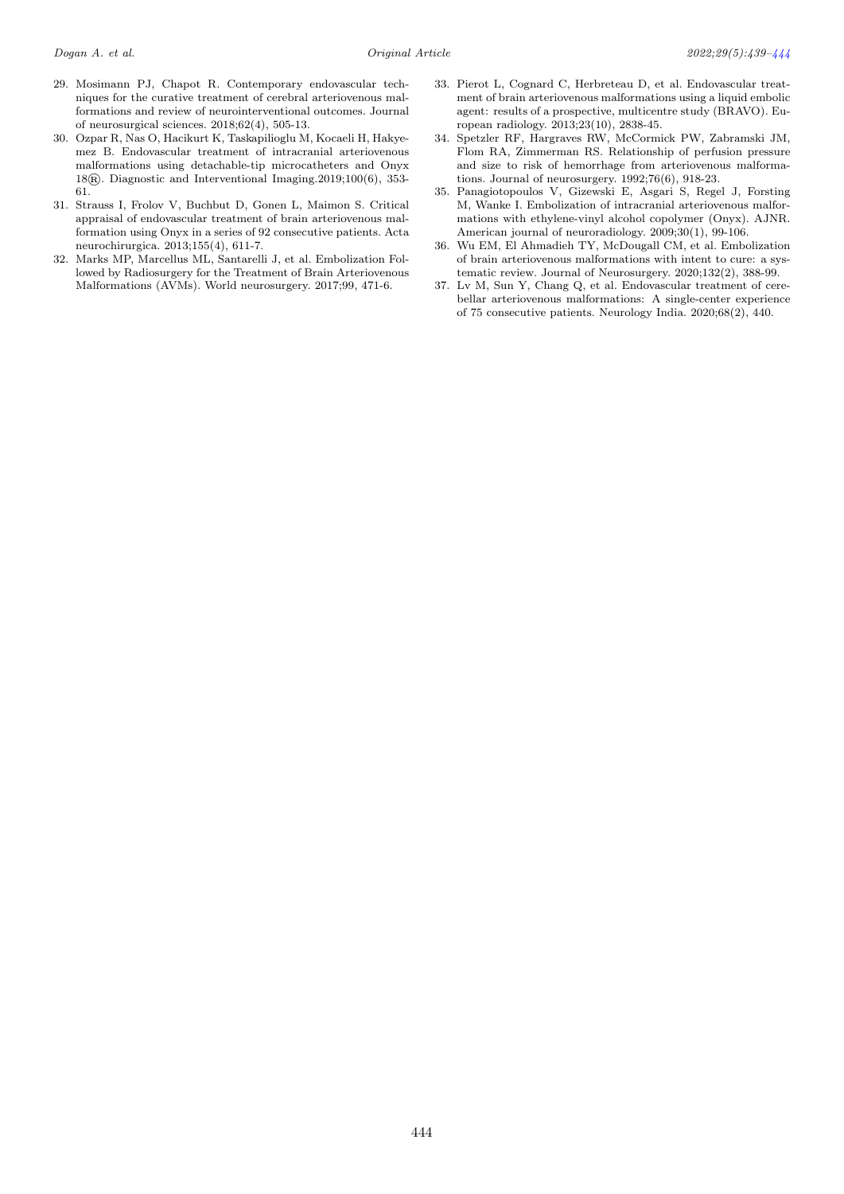29. Mosimann PJ, Chapot R. Contemporary endovascular techniques for the curative treatment of cerebral arteriovenous malformations and review of neurointerventional outcomes. Journal of neurosurgical sciences. 2018;62(4), 505-13.
30. Ozpar R, Nas O, Hacikurt K, Taskapilioglu M, Kocaeli H, Hakyemez B. Endovascular treatment of intracranial arteriovenous malformations using detachable-tip microcatheters and Onyx 18®. Diagnostic and Interventional Imaging.2019;100(6), 353-61.
31. Strauss I, Frolov V, Buchbut D, Gonen L, Maimon S. Critical appraisal of endovascular treatment of brain arteriovenous malformation using Onyx in a series of 92 consecutive patients. Acta neurochirurgica. 2013;155(4), 611-7.
32. Marks MP, Marcellus ML, Santarelli J, et al. Embolization Followed by Radiosurgery for the Treatment of Brain Arteriovenous Malformations (AVMs). World neurosurgery. 2017;99, 471-6.
33. Pierot L, Cognard C, Herbreteau D, et al. Endovascular treatment of brain arteriovenous malformations using a liquid embolic agent: results of a prospective, multicentre study (BRAVO). European radiology. 2013;23(10), 2838-45.
34. Spetzler RF, Hargraves RW, McCormick PW, Zabramski JM, Flom RA, Zimmerman RS. Relationship of perfusion pressure and size to risk of hemorrhage from arteriovenous malformations. Journal of neurosurgery. 1992;76(6), 918-23.
35. Panagiotopoulos V, Gizewski E, Asgari S, Regel J, Forsting M, Wanke I. Embolization of intracranial arteriovenous malformations with ethylene-vinyl alcohol copolymer (Onyx). AJNR. American journal of neuroradiology. 2009;30(1), 99-106.
36. Wu EM, El Ahmadieh TY, McDougall CM, et al. Embolization of brain arteriovenous malformations with intent to cure: a systematic review. Journal of Neurosurgery. 2020;132(2), 388-99.
37. Lv M, Sun Y, Chang Q, et al. Endovascular treatment of cerebellar arteriovenous malformations: A single-center experience of 75 consecutive patients. Neurology India. 2020;68(2), 440.